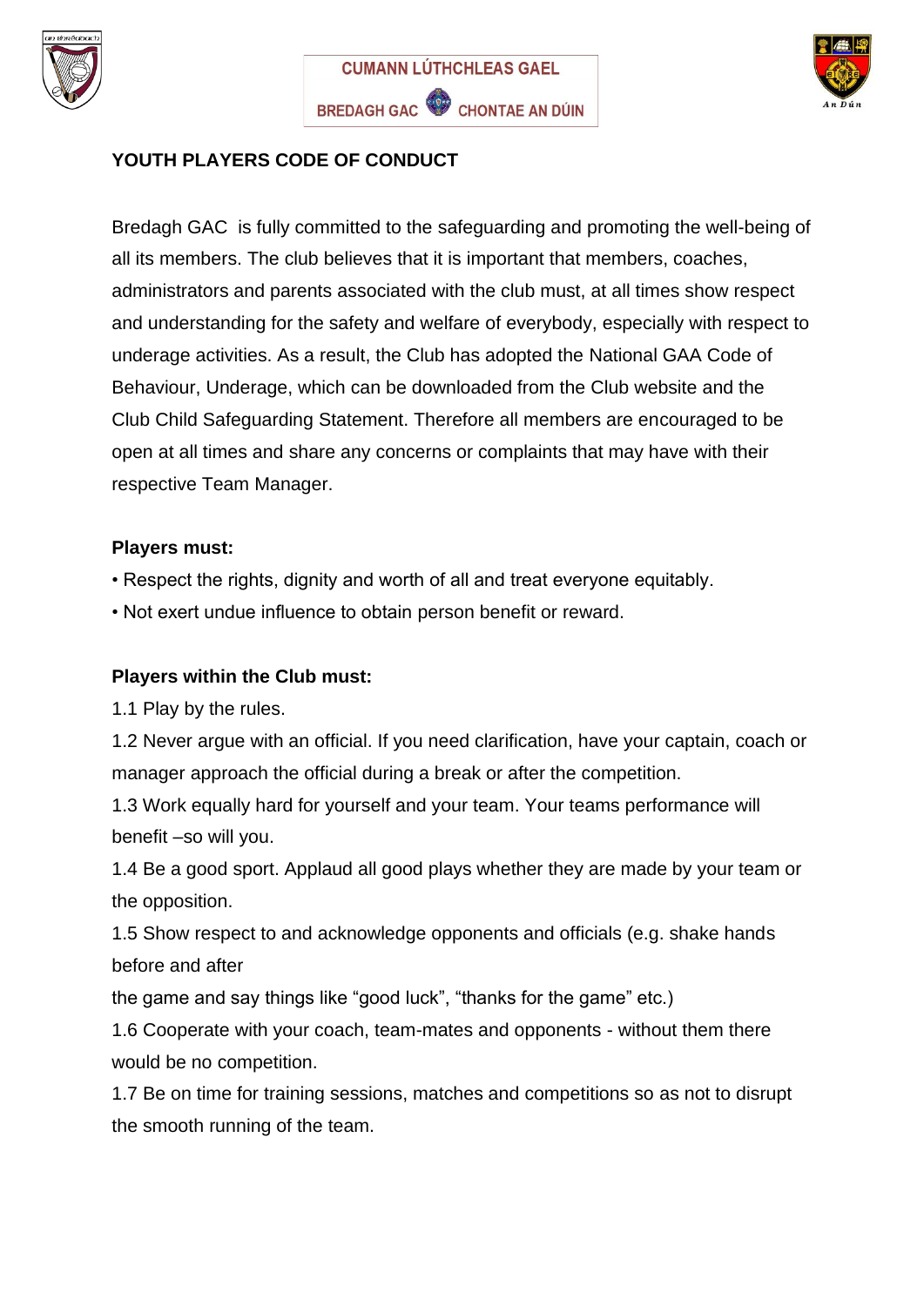CUMANN LÚTHCHLEAS GAEL

BREDAGH GAC CHONTAE AN DÚIN

**YOUTH PLAYERS CODE OF CONDUCT**

Bredagh GAC is fully committed to the safeguarding and promoting the well-being of all its members. The club believes that it is important that members, coaches, administrators and parents associated with the club must, at all times show respect and understanding for the safety and welfare of everybody, especially with respect to underage activities. As a result, the Club has adopted the National GAA Code of Behaviour, Underage, which can be downloaded from the Club website and the Club Child Safeguarding Statement. Therefore all members are encouraged to be open at all times and share any concerns or complaints that may have with their respective Team Manager.

**Players must:**

- Respect the rights, dignity and worth of all and treat everyone equitably.
- Not exert undue influence to obtain person benefit or reward.

**Players within the Club must:**

1.1 Play by the rules.

1.2 Never argue with an official. If you need clarification, have your captain, coach or manager approach the official during a break or after the competition.

1.3 Work equally hard for yourself and your team. Your teams performance will benefit –so will you.

1.4 Be a good sport. Applaud all good plays whether they are made by your team or the opposition.

1.5 Show respect to and acknowledge opponents and officials (e.g. shake hands before and after the game and say things like "good luck", "thanks for the game" etc.)

1.6 Cooperate with your coach, team-mates and opponents - without them there would be no competition.

1.7 Be on time for training sessions, matches and competitions so as not to disrupt the smooth running of the team.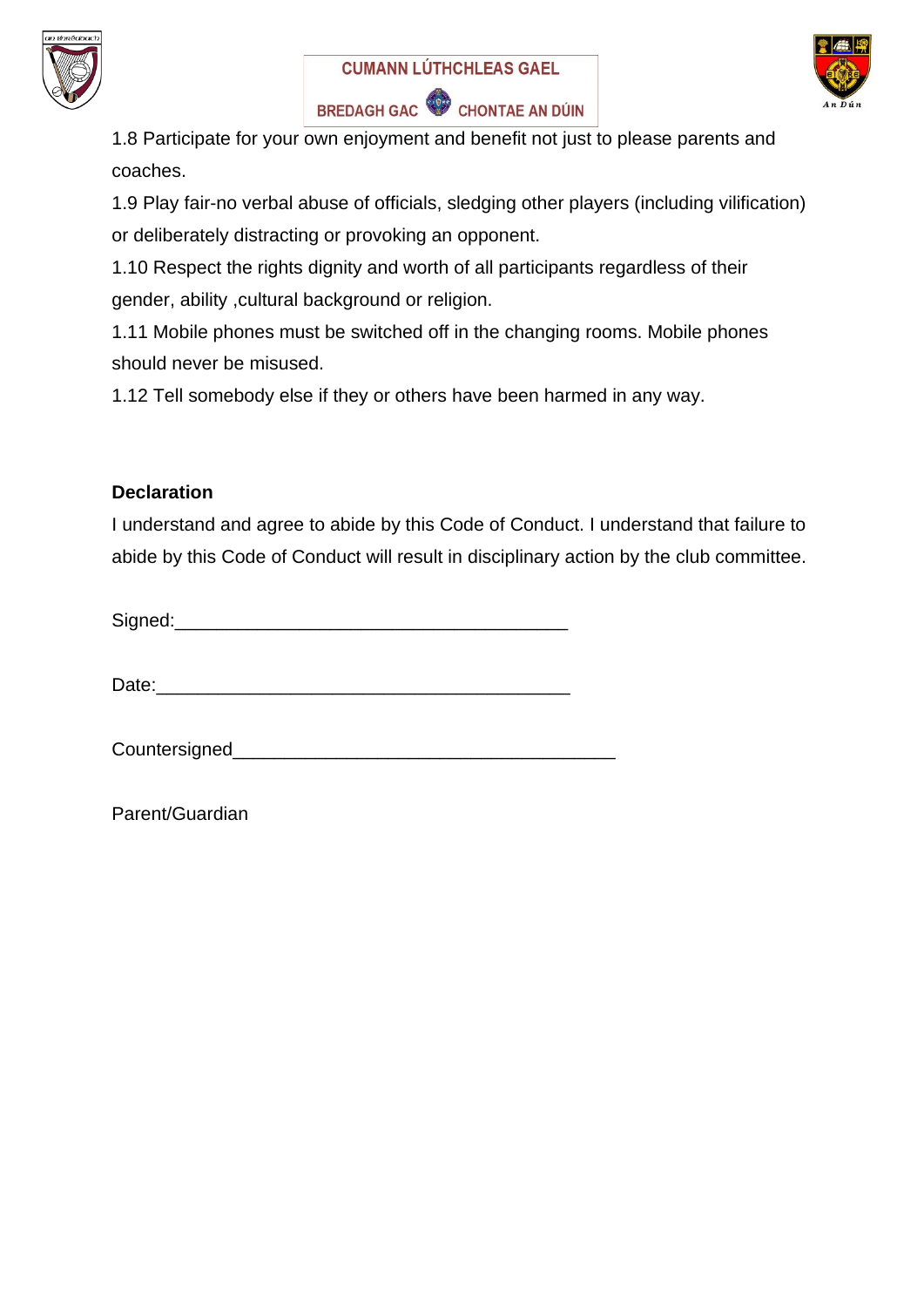1.8 Participate for your own enjoyment and benefit not just to please parents and coaches.

1.9 Play fair-no verbal abuse of officials, sledging other players (including vilification) or deliberately distracting or provoking an opponent.

1.10 Respect the rights dignity and worth of all participants regardless of their gender, ability ,cultural background or religion.

1.11 Mobile phones must be switched off in the changing rooms. Mobile phones should never be misused.

1.12 Tell somebody else if they or others have been harmed in any way.

**Declaration**

I understand and agree to abide by this Code of Conduct. I understand that failure to abide by this Code of Conduct will result in disciplinary action by the club committee.

Signed:_______________________________________

Date:_________________________________________

Countersigned_____________________________________

Parent/Guardian